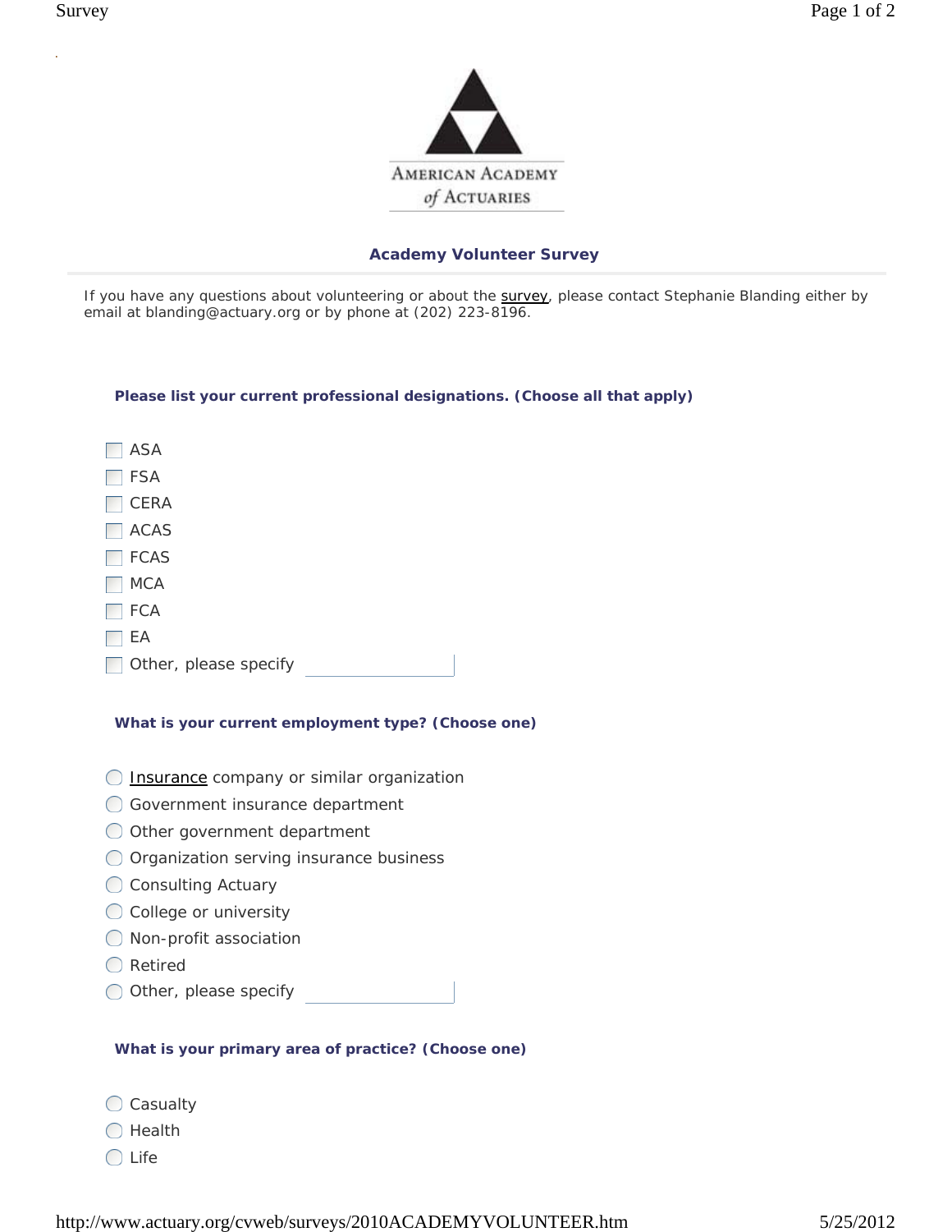AMERICAN ACADEMY *of* ACTUARIES

## Academy Volunteer Survey

If you have any questions about volunteering or about the survey, please contact Stephanie Blanding either by email at blanding@actuary.org or by phone at (202) 223-8196.

**Please list your current professional designations. (Choose all that apply)**

- ☐ ASA
- ☐ FSA
- ☐ CERA
- ☐ ACAS
- ☐ FCAS
- ☐ MCA
- ☐ FCA
- ☐ EA
- ☐ Other, please specify \_\_\_\_\_\_\_\_\_\_

**What is your current employment type? (Choose one)**

- ◯ Insurance company or similar organization
- ◯ Government insurance department
- ◯ Other government department
- ◯ Organization serving insurance business
- ◯ Consulting Actuary
- ◯ College or university
- ◯ Non-profit association
- ◯ Retired
- ◯ Other, please specify \_\_\_\_\_\_\_\_\_\_

**What is your primary area of practice? (Choose one)**

- ◯ Casualty
- ◯ Health
- ◯ Life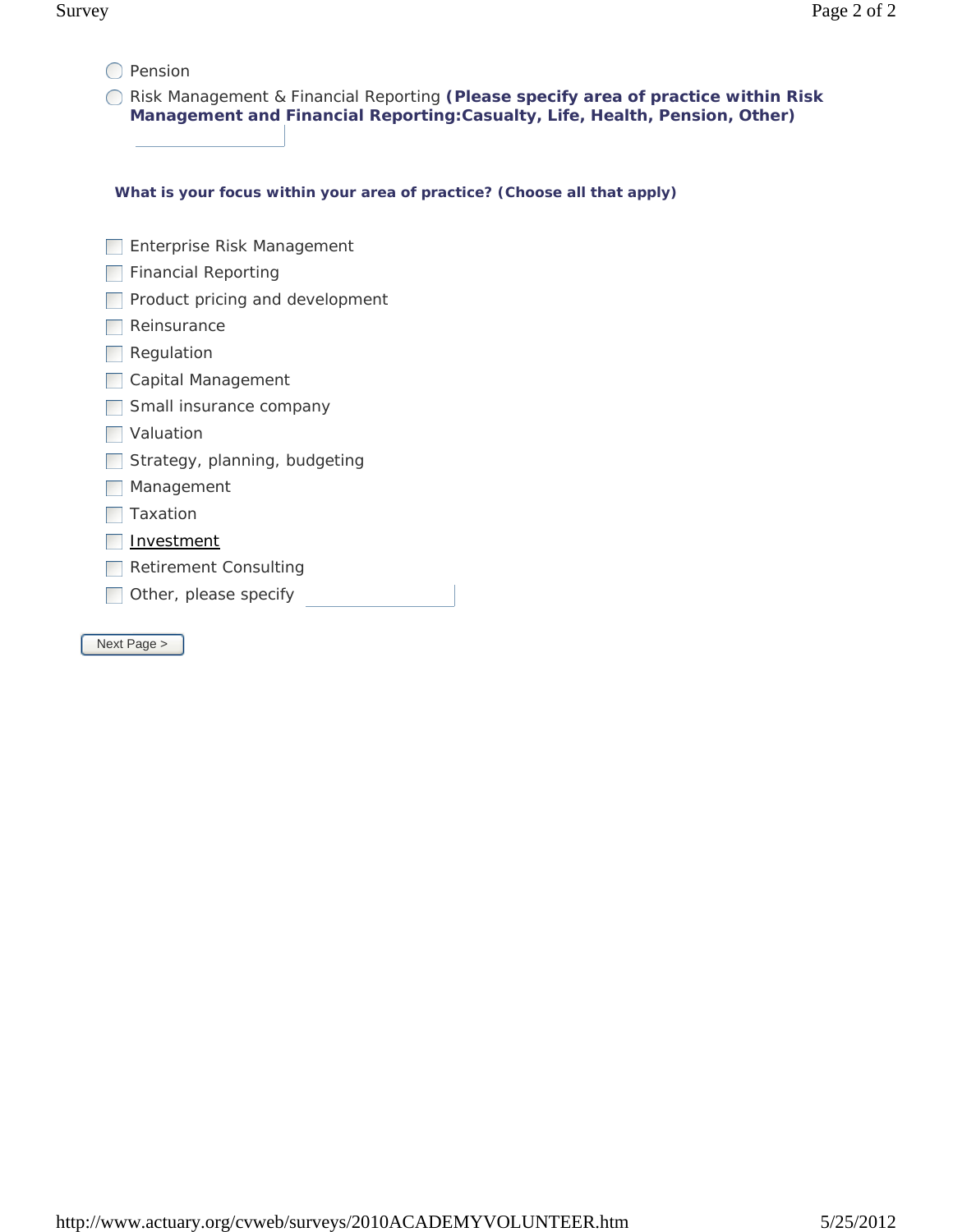- ◯ Pension
- ◯ Risk Management & Financial Reporting **(Please specify area of practice within Risk Management and Financial Reporting:Casualty, Life, Health, Pension, Other)** \_\_\_\_\_\_\_\_\_\_

**What is your focus within your area of practice? (Choose all that apply)**

- [ ] Enterprise Risk Management
- [ ] Financial Reporting
- [ ] Product pricing and development
- [ ] Reinsurance
- [ ] Regulation
- [ ] Capital Management
- [ ] Small insurance company
- [ ] Valuation
- [ ] Strategy, planning, budgeting
- [ ] Management
- [ ] Taxation
- [ ] Investment
- [ ] Retirement Consulting
- [ ] Other, please specify \_\_\_\_\_\_\_\_\_\_

Next Page >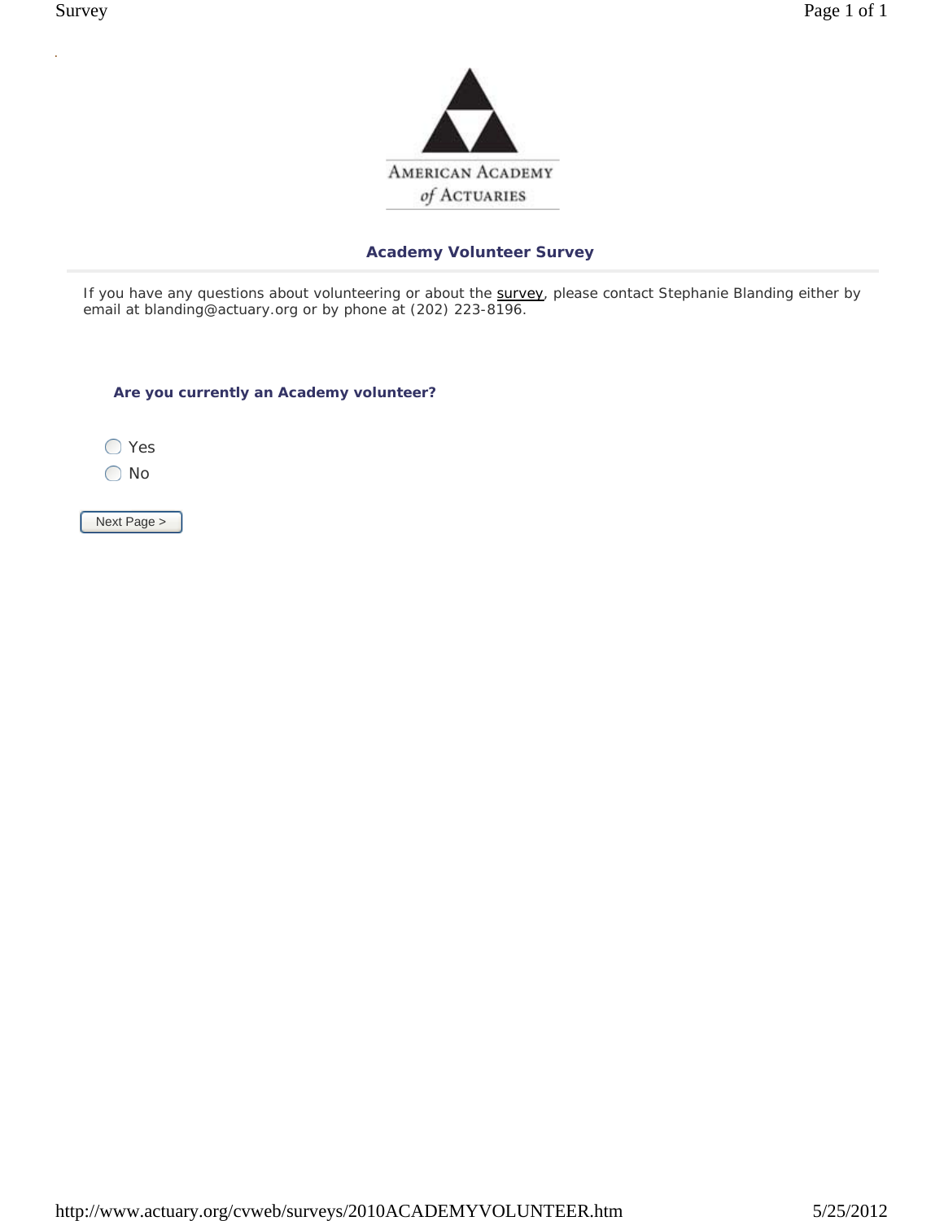AMERICAN ACADEMY *of* ACTUARIES

## Academy Volunteer Survey

If you have any questions about volunteering or about the survey, please contact Stephanie Blanding either by email at blanding@actuary.org or by phone at (202) 223-8196.

**Are you currently an Academy volunteer?**

- ◯ Yes
- ◯ No

Next Page >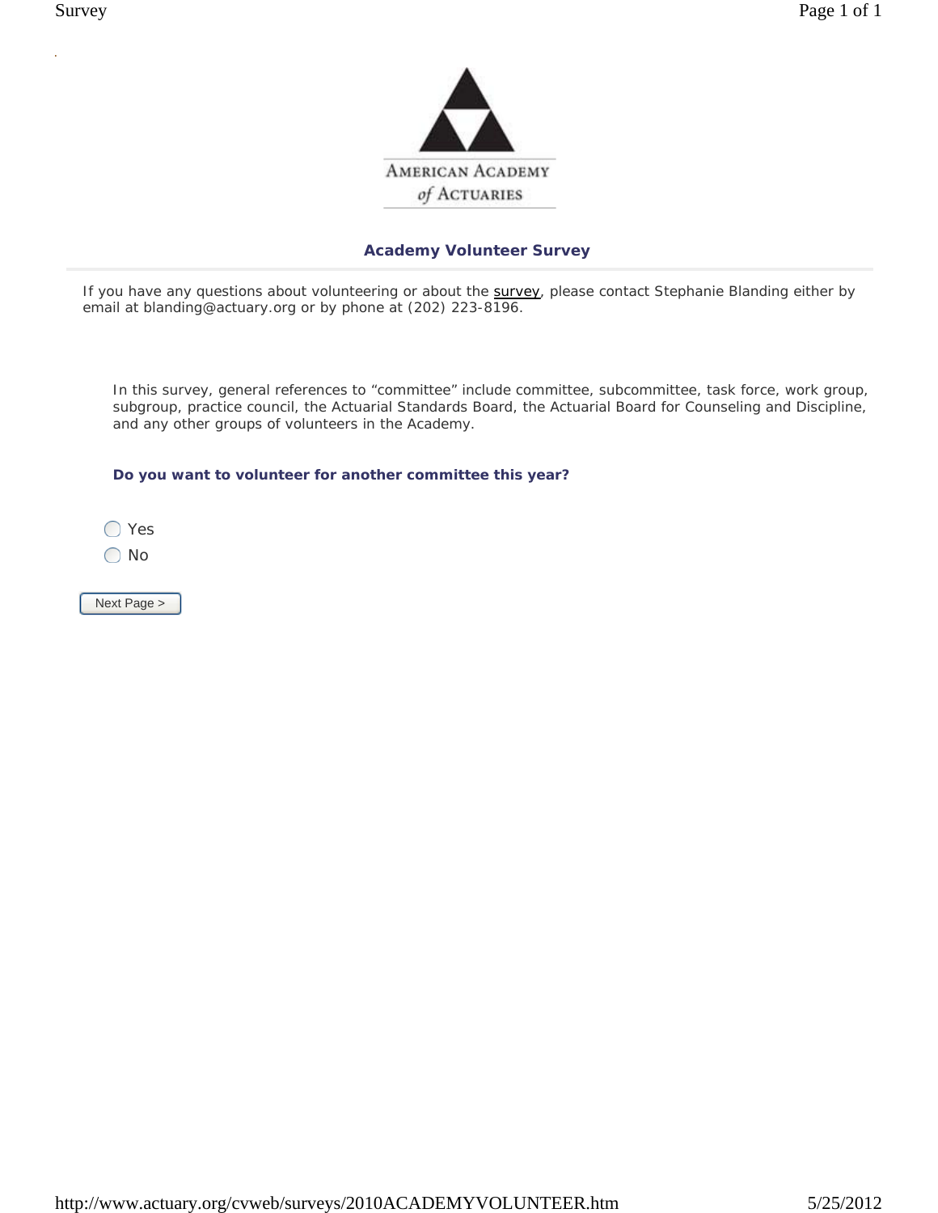AMERICAN ACADEMY of ACTUARIES

## Academy Volunteer Survey

If you have any questions about volunteering or about the survey, please contact Stephanie Blanding either by email at blanding@actuary.org or by phone at (202) 223-8196.

In this survey, general references to “committee” include committee, subcommittee, task force, work group, subgroup, practice council, the Actuarial Standards Board, the Actuarial Board for Counseling and Discipline, and any other groups of volunteers in the Academy.

**Do you want to volunteer for another committee this year?**

- ◯ Yes
- ◯ No

Next Page >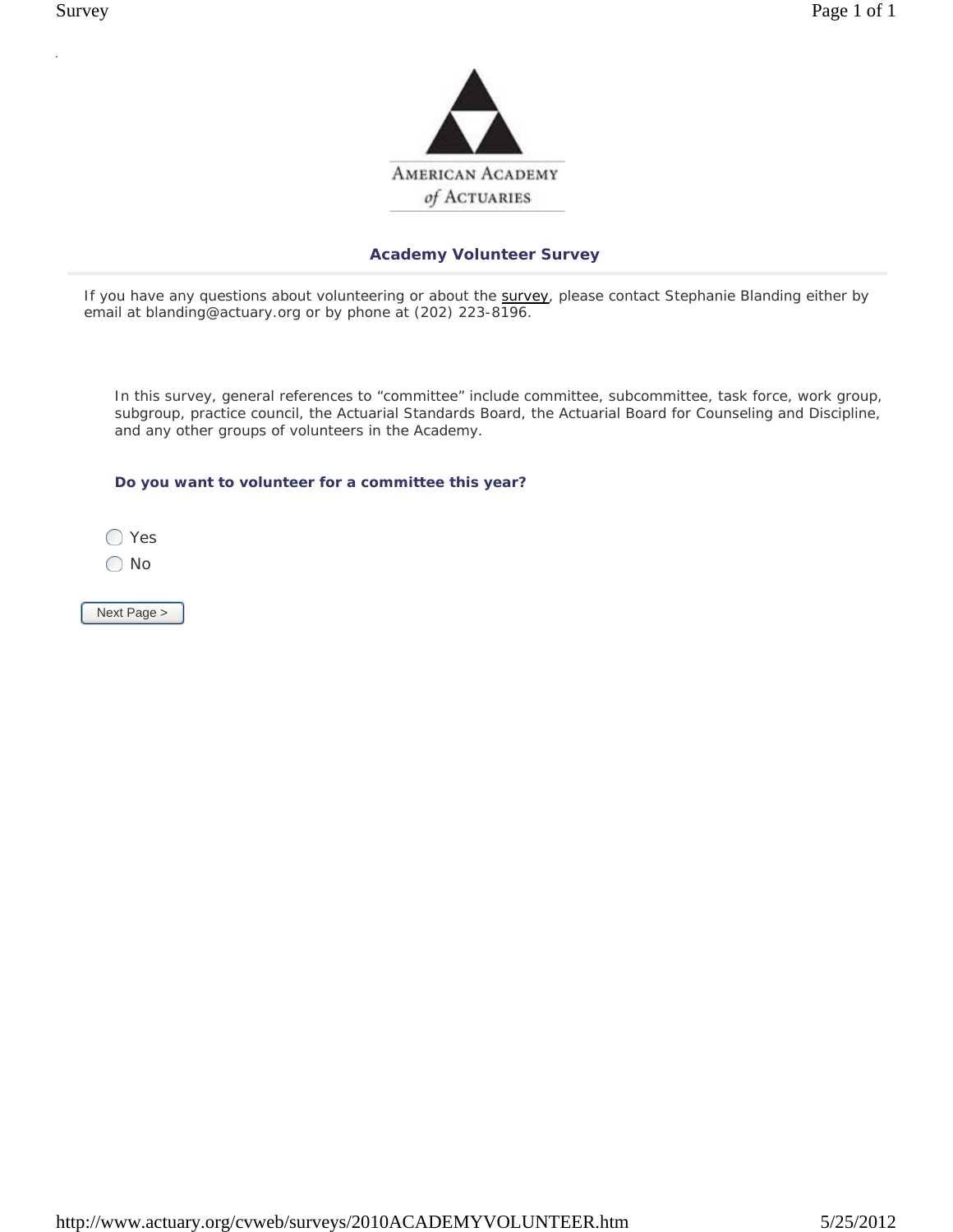AMERICAN ACADEMY of ACTUARIES

## Academy Volunteer Survey

If you have any questions about volunteering or about the survey, please contact Stephanie Blanding either by email at blanding@actuary.org or by phone at (202) 223-8196.

In this survey, general references to “committee” include committee, subcommittee, task force, work group, subgroup, practice council, the Actuarial Standards Board, the Actuarial Board for Counseling and Discipline, and any other groups of volunteers in the Academy.

**Do you want to volunteer for a committee this year?**

- ◯ Yes
- ◯ No

Next Page >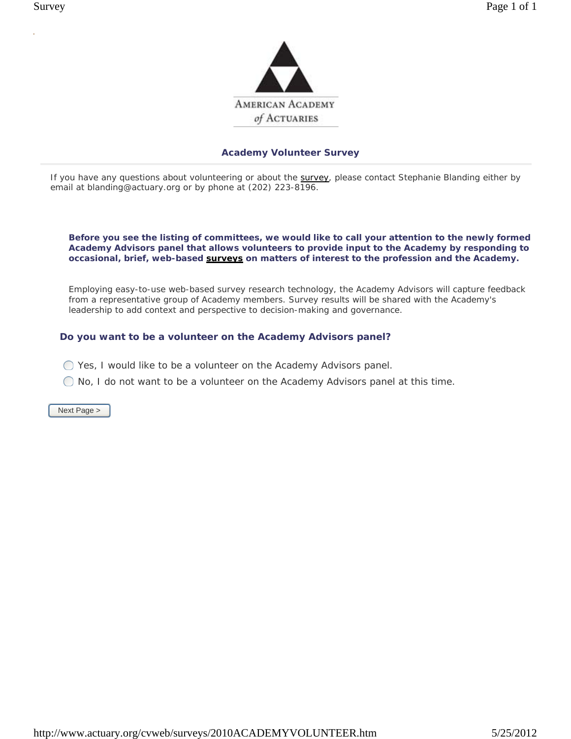AMERICAN ACADEMY of ACTUARIES

## Academy Volunteer Survey

If you have any questions about volunteering or about the survey, please contact Stephanie Blanding either by email at blanding@actuary.org or by phone at (202) 223-8196.

**Before you see the listing of committees, we would like to call your attention to the newly formed Academy Advisors panel that allows volunteers to provide input to the Academy by responding to occasional, brief, web-based surveys on matters of interest to the profession and the Academy.**

Employing easy-to-use web-based survey research technology, the Academy Advisors will capture feedback from a representative group of Academy members. Survey results will be shared with the Academy's leadership to add context and perspective to decision-making and governance.

### Do you want to be a volunteer on the Academy Advisors panel?

- ◯ Yes, I would like to be a volunteer on the Academy Advisors panel.
- ◯ No, I do not want to be a volunteer on the Academy Advisors panel at this time.

Next Page >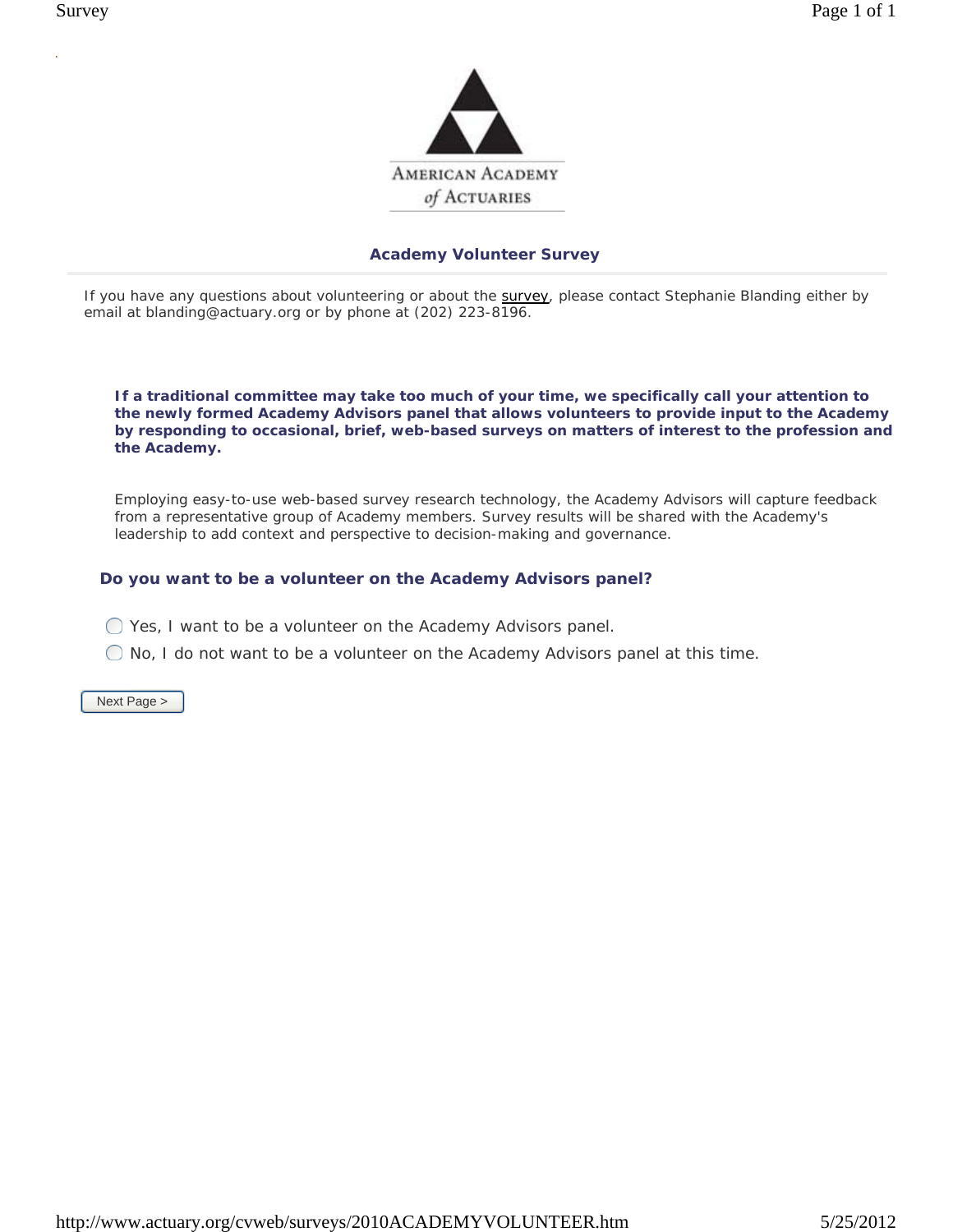AMERICAN ACADEMY of ACTUARIES

## Academy Volunteer Survey

If you have any questions about volunteering or about the survey, please contact Stephanie Blanding either by email at blanding@actuary.org or by phone at (202) 223-8196.

**If a traditional committee may take too much of your time, we specifically call your attention to the newly formed Academy Advisors panel that allows volunteers to provide input to the Academy by responding to occasional, brief, web-based surveys on matters of interest to the profession and the Academy.**

Employing easy-to-use web-based survey research technology, the Academy Advisors will capture feedback from a representative group of Academy members. Survey results will be shared with the Academy's leadership to add context and perspective to decision-making and governance.

### Do you want to be a volunteer on the Academy Advisors panel?

- ◯ Yes, I want to be a volunteer on the Academy Advisors panel.
- ◯ No, I do not want to be a volunteer on the Academy Advisors panel at this time.

Next Page >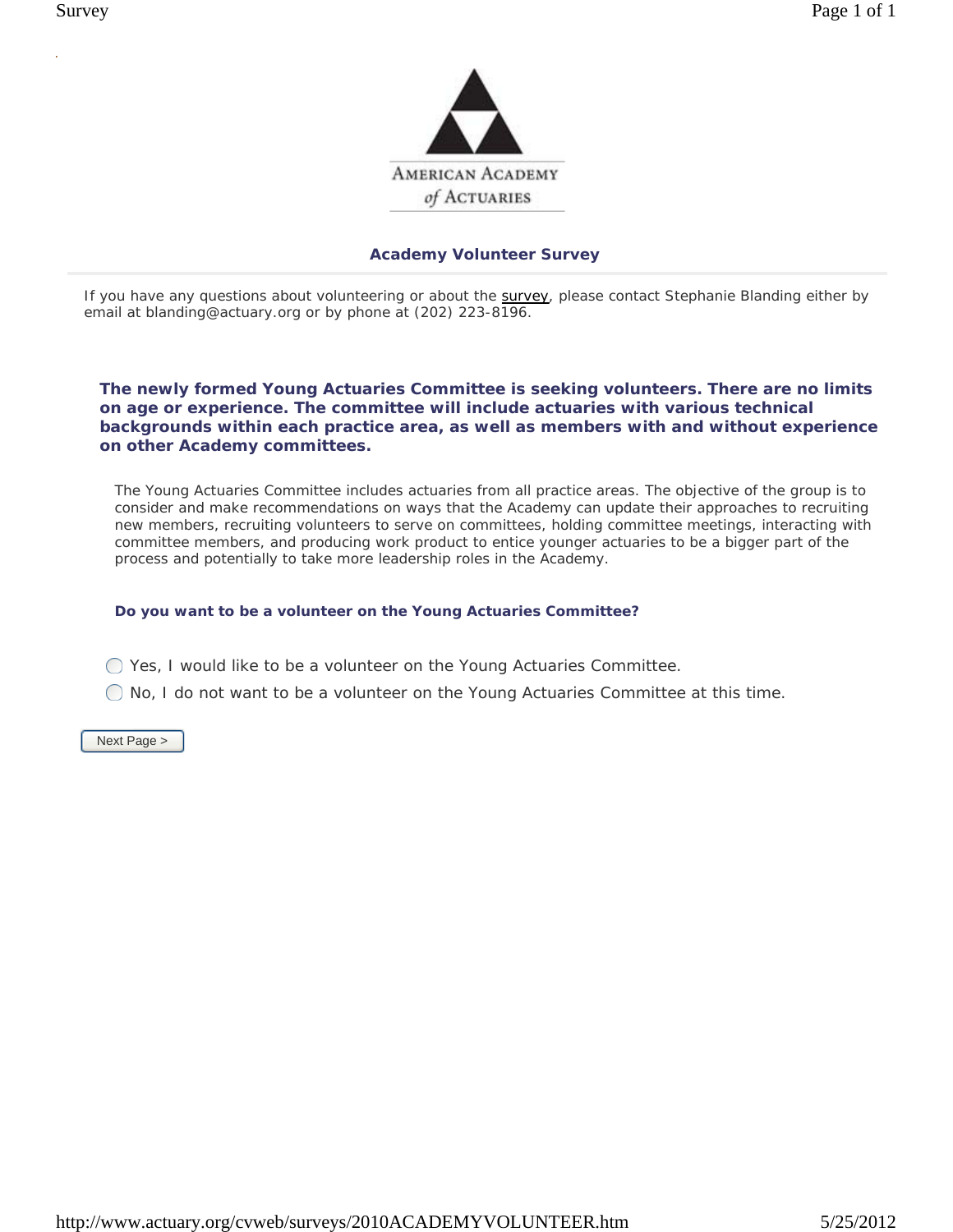AMERICAN ACADEMY of ACTUARIES

## Academy Volunteer Survey

If you have any questions about volunteering or about the survey, please contact Stephanie Blanding either by email at blanding@actuary.org or by phone at (202) 223-8196.

**The newly formed Young Actuaries Committee is seeking volunteers. There are no limits on age or experience. The committee will include actuaries with various technical backgrounds within each practice area, as well as members with and without experience on other Academy committees.**

The Young Actuaries Committee includes actuaries from all practice areas. The objective of the group is to consider and make recommendations on ways that the Academy can update their approaches to recruiting new members, recruiting volunteers to serve on committees, holding committee meetings, interacting with committee members, and producing work product to entice younger actuaries to be a bigger part of the process and potentially to take more leadership roles in the Academy.

**Do you want to be a volunteer on the Young Actuaries Committee?**

- ◯ Yes, I would like to be a volunteer on the Young Actuaries Committee.
- ◯ No, I do not want to be a volunteer on the Young Actuaries Committee at this time.

Next Page >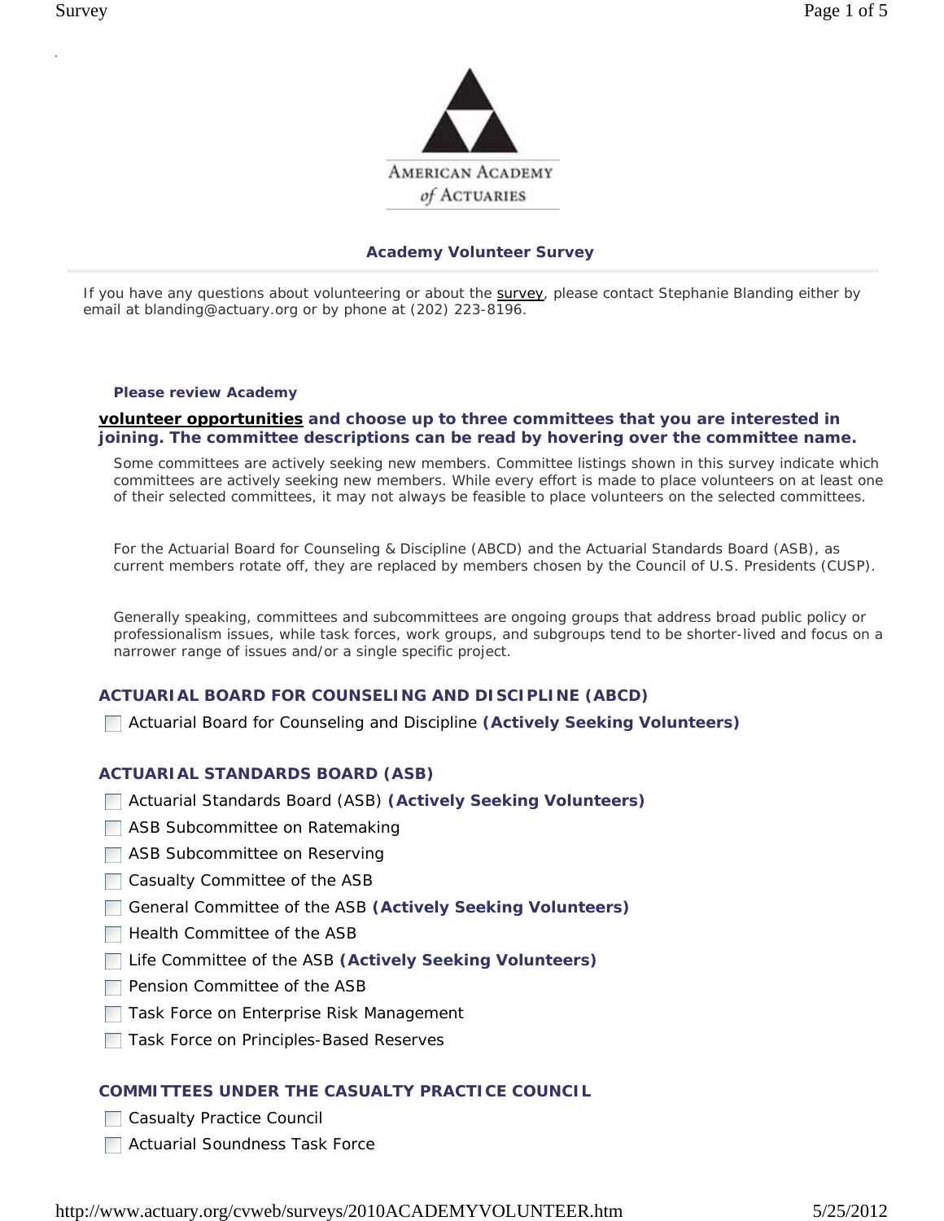AMERICAN ACADEMY of ACTUARIES

## Academy Volunteer Survey

If you have any questions about volunteering or about the survey, please contact Stephanie Blanding either by email at blanding@actuary.org or by phone at (202) 223-8196.

**Please review Academy volunteer opportunities and choose up to three committees that you are interested in joining. The committee descriptions can be read by hovering over the committee name.**

Some committees are actively seeking new members. Committee listings shown in this survey indicate which committees are actively seeking new members. While every effort is made to place volunteers on at least one of their selected committees, it may not always be feasible to place volunteers on the selected committees.

For the Actuarial Board for Counseling & Discipline (ABCD) and the Actuarial Standards Board (ASB), as current members rotate off, they are replaced by members chosen by the Council of U.S. Presidents (CUSP).

Generally speaking, committees and subcommittees are ongoing groups that address broad public policy or professionalism issues, while task forces, work groups, and subgroups tend to be shorter-lived and focus on a narrower range of issues and/or a single specific project.

### ACTUARIAL BOARD FOR COUNSELING AND DISCIPLINE (ABCD)

- [ ] Actuarial Board for Counseling and Discipline **(Actively Seeking Volunteers)**

### ACTUARIAL STANDARDS BOARD (ASB)

- [ ] Actuarial Standards Board (ASB) **(Actively Seeking Volunteers)**
- [ ] ASB Subcommittee on Ratemaking
- [ ] ASB Subcommittee on Reserving
- [ ] Casualty Committee of the ASB
- [ ] General Committee of the ASB **(Actively Seeking Volunteers)**
- [ ] Health Committee of the ASB
- [ ] Life Committee of the ASB **(Actively Seeking Volunteers)**
- [ ] Pension Committee of the ASB
- [ ] Task Force on Enterprise Risk Management
- [ ] Task Force on Principles-Based Reserves

### COMMITTEES UNDER THE CASUALTY PRACTICE COUNCIL

- [ ] Casualty Practice Council
- [ ] Actuarial Soundness Task Force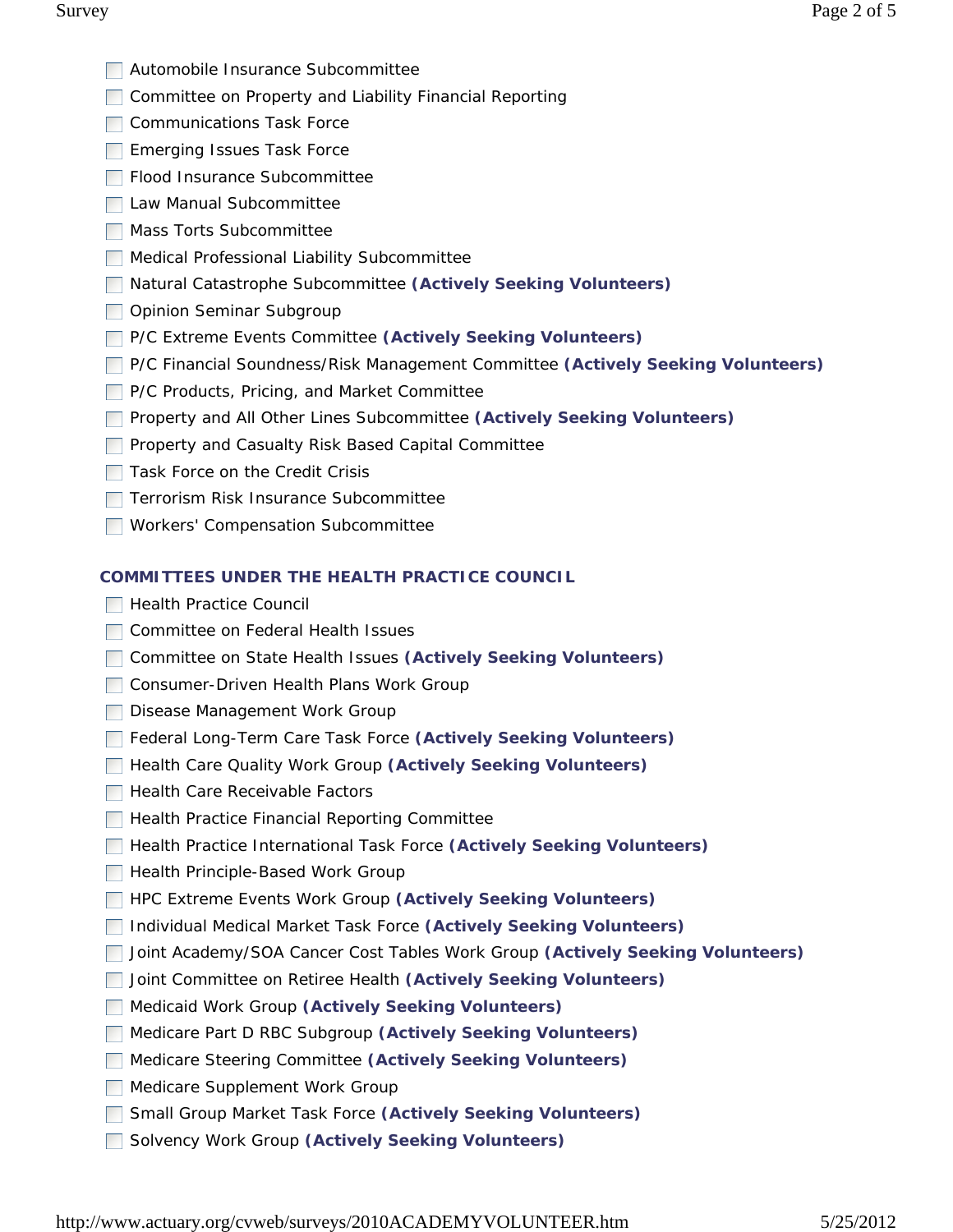- [ ] Automobile Insurance Subcommittee
- [ ] Committee on Property and Liability Financial Reporting
- [ ] Communications Task Force
- [ ] Emerging Issues Task Force
- [ ] Flood Insurance Subcommittee
- [ ] Law Manual Subcommittee
- [ ] Mass Torts Subcommittee
- [ ] Medical Professional Liability Subcommittee
- [ ] Natural Catastrophe Subcommittee **(Actively Seeking Volunteers)**
- [ ] Opinion Seminar Subgroup
- [ ] P/C Extreme Events Committee **(Actively Seeking Volunteers)**
- [ ] P/C Financial Soundness/Risk Management Committee **(Actively Seeking Volunteers)**
- [ ] P/C Products, Pricing, and Market Committee
- [ ] Property and All Other Lines Subcommittee **(Actively Seeking Volunteers)**
- [ ] Property and Casualty Risk Based Capital Committee
- [ ] Task Force on the Credit Crisis
- [ ] Terrorism Risk Insurance Subcommittee
- [ ] Workers' Compensation Subcommittee

**COMMITTEES UNDER THE HEALTH PRACTICE COUNCIL**

- [ ] Health Practice Council
- [ ] Committee on Federal Health Issues
- [ ] Committee on State Health Issues **(Actively Seeking Volunteers)**
- [ ] Consumer-Driven Health Plans Work Group
- [ ] Disease Management Work Group
- [ ] Federal Long-Term Care Task Force **(Actively Seeking Volunteers)**
- [ ] Health Care Quality Work Group **(Actively Seeking Volunteers)**
- [ ] Health Care Receivable Factors
- [ ] Health Practice Financial Reporting Committee
- [ ] Health Practice International Task Force **(Actively Seeking Volunteers)**
- [ ] Health Principle-Based Work Group
- [ ] HPC Extreme Events Work Group **(Actively Seeking Volunteers)**
- [ ] Individual Medical Market Task Force **(Actively Seeking Volunteers)**
- [ ] Joint Academy/SOA Cancer Cost Tables Work Group **(Actively Seeking Volunteers)**
- [ ] Joint Committee on Retiree Health **(Actively Seeking Volunteers)**
- [ ] Medicaid Work Group **(Actively Seeking Volunteers)**
- [ ] Medicare Part D RBC Subgroup **(Actively Seeking Volunteers)**
- [ ] Medicare Steering Committee **(Actively Seeking Volunteers)**
- [ ] Medicare Supplement Work Group
- [ ] Small Group Market Task Force **(Actively Seeking Volunteers)**
- [ ] Solvency Work Group **(Actively Seeking Volunteers)**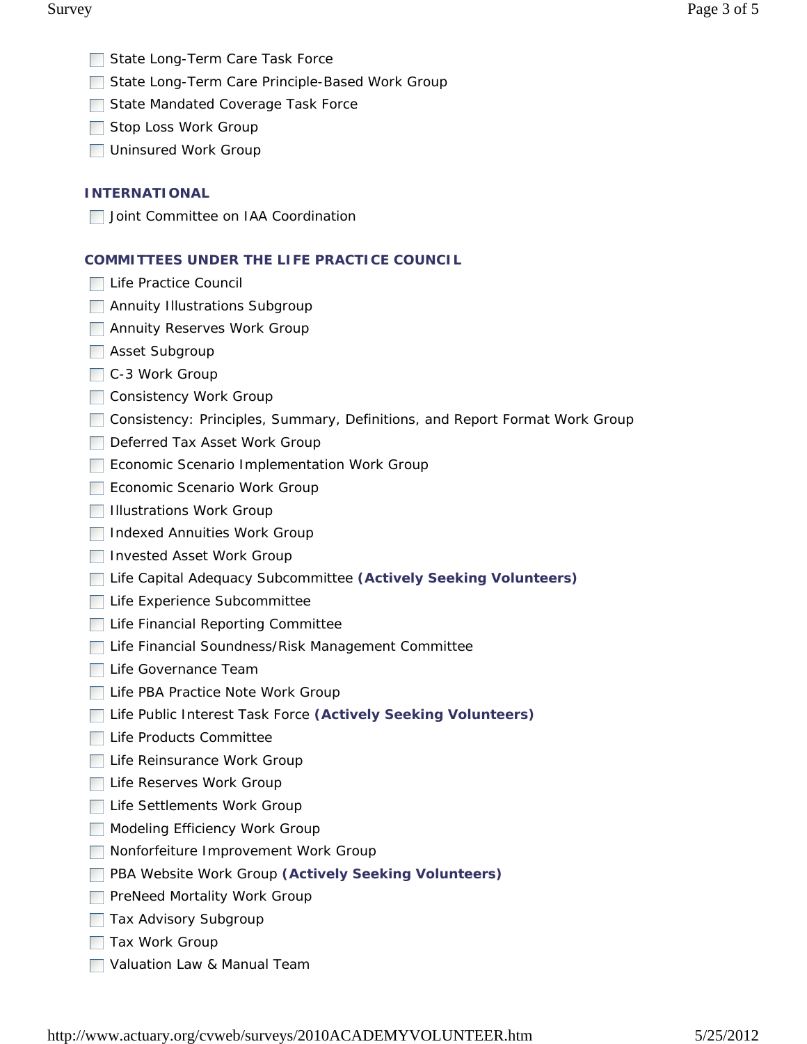- [ ] State Long-Term Care Task Force
- [ ] State Long-Term Care Principle-Based Work Group
- [ ] State Mandated Coverage Task Force
- [ ] Stop Loss Work Group
- [ ] Uninsured Work Group

### INTERNATIONAL

- [ ] Joint Committee on IAA Coordination

### COMMITTEES UNDER THE LIFE PRACTICE COUNCIL

- [ ] Life Practice Council
- [ ] Annuity Illustrations Subgroup
- [ ] Annuity Reserves Work Group
- [ ] Asset Subgroup
- [ ] C-3 Work Group
- [ ] Consistency Work Group
- [ ] Consistency: Principles, Summary, Definitions, and Report Format Work Group
- [ ] Deferred Tax Asset Work Group
- [ ] Economic Scenario Implementation Work Group
- [ ] Economic Scenario Work Group
- [ ] Illustrations Work Group
- [ ] Indexed Annuities Work Group
- [ ] Invested Asset Work Group
- [ ] Life Capital Adequacy Subcommittee **(Actively Seeking Volunteers)**
- [ ] Life Experience Subcommittee
- [ ] Life Financial Reporting Committee
- [ ] Life Financial Soundness/Risk Management Committee
- [ ] Life Governance Team
- [ ] Life PBA Practice Note Work Group
- [ ] Life Public Interest Task Force **(Actively Seeking Volunteers)**
- [ ] Life Products Committee
- [ ] Life Reinsurance Work Group
- [ ] Life Reserves Work Group
- [ ] Life Settlements Work Group
- [ ] Modeling Efficiency Work Group
- [ ] Nonforfeiture Improvement Work Group
- [ ] PBA Website Work Group **(Actively Seeking Volunteers)**
- [ ] PreNeed Mortality Work Group
- [ ] Tax Advisory Subgroup
- [ ] Tax Work Group
- [ ] Valuation Law & Manual Team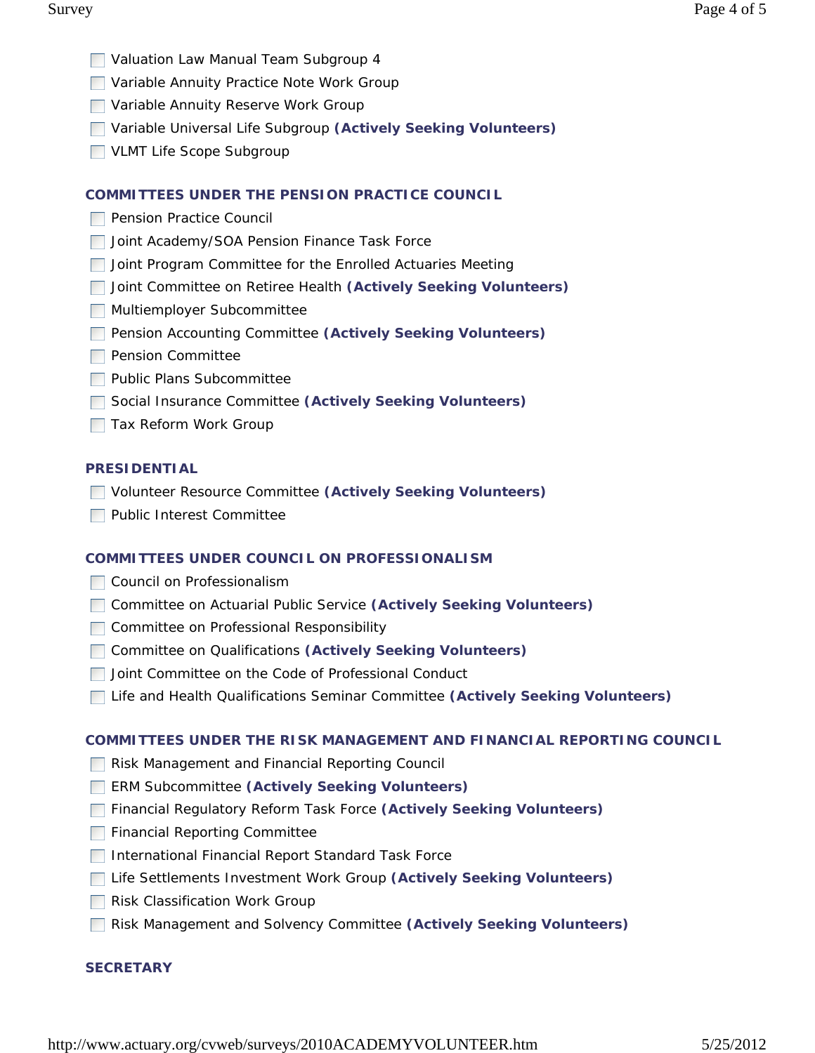- [ ] Valuation Law Manual Team Subgroup 4
- [ ] Variable Annuity Practice Note Work Group
- [ ] Variable Annuity Reserve Work Group
- [ ] Variable Universal Life Subgroup **(Actively Seeking Volunteers)**
- [ ] VLMT Life Scope Subgroup

**COMMITTEES UNDER THE PENSION PRACTICE COUNCIL**

- [ ] Pension Practice Council
- [ ] Joint Academy/SOA Pension Finance Task Force
- [ ] Joint Program Committee for the Enrolled Actuaries Meeting
- [ ] Joint Committee on Retiree Health **(Actively Seeking Volunteers)**
- [ ] Multiemployer Subcommittee
- [ ] Pension Accounting Committee **(Actively Seeking Volunteers)**
- [ ] Pension Committee
- [ ] Public Plans Subcommittee
- [ ] Social Insurance Committee **(Actively Seeking Volunteers)**
- [ ] Tax Reform Work Group

**PRESIDENTIAL**

- [ ] Volunteer Resource Committee **(Actively Seeking Volunteers)**
- [ ] Public Interest Committee

**COMMITTEES UNDER COUNCIL ON PROFESSIONALISM**

- [ ] Council on Professionalism
- [ ] Committee on Actuarial Public Service **(Actively Seeking Volunteers)**
- [ ] Committee on Professional Responsibility
- [ ] Committee on Qualifications **(Actively Seeking Volunteers)**
- [ ] Joint Committee on the Code of Professional Conduct
- [ ] Life and Health Qualifications Seminar Committee **(Actively Seeking Volunteers)**

**COMMITTEES UNDER THE RISK MANAGEMENT AND FINANCIAL REPORTING COUNCIL**

- [ ] Risk Management and Financial Reporting Council
- [ ] ERM Subcommittee **(Actively Seeking Volunteers)**
- [ ] Financial Regulatory Reform Task Force **(Actively Seeking Volunteers)**
- [ ] Financial Reporting Committee
- [ ] International Financial Report Standard Task Force
- [ ] Life Settlements Investment Work Group **(Actively Seeking Volunteers)**
- [ ] Risk Classification Work Group
- [ ] Risk Management and Solvency Committee **(Actively Seeking Volunteers)**

**SECRETARY**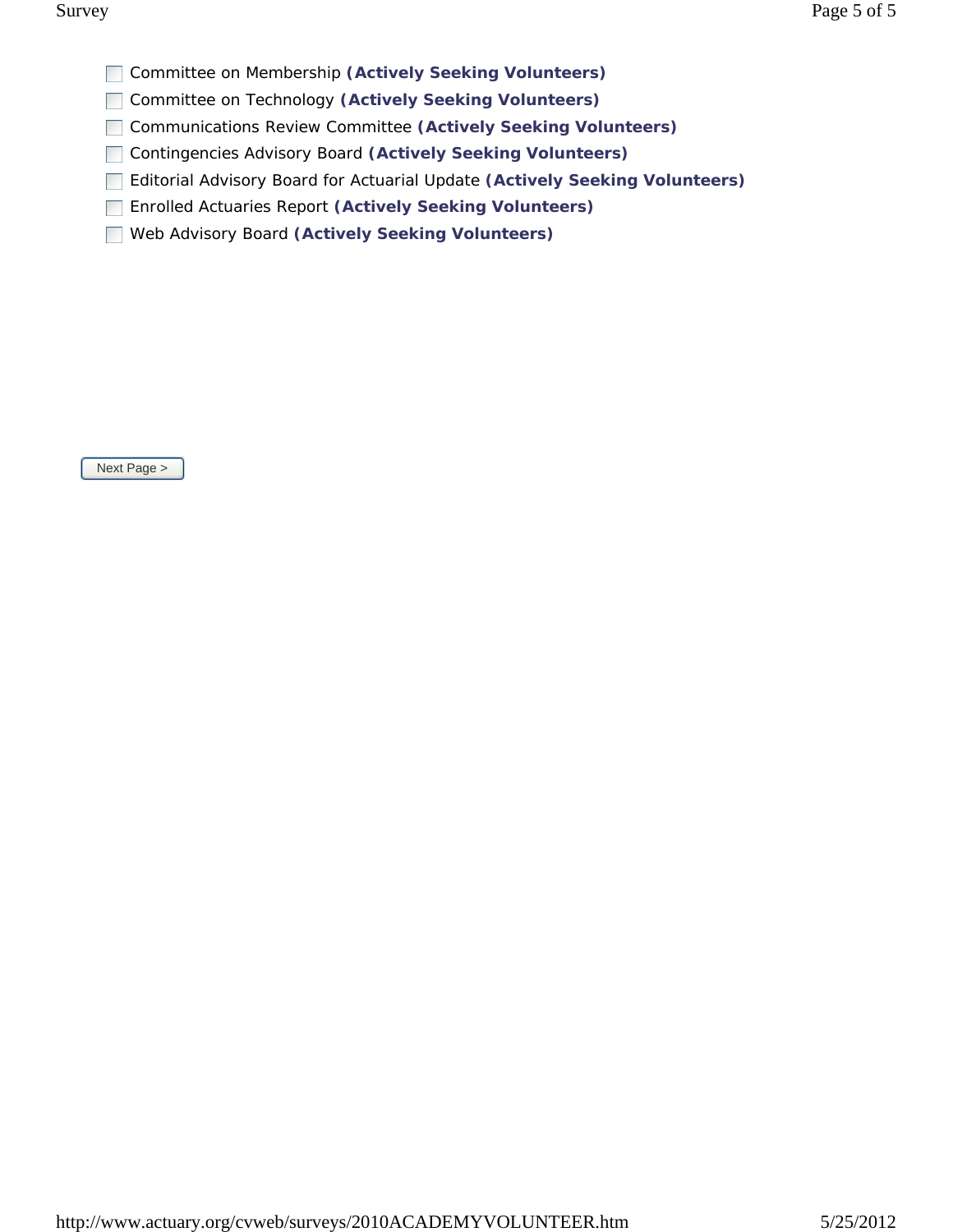- [ ] Committee on Membership **(Actively Seeking Volunteers)**
- [ ] Committee on Technology **(Actively Seeking Volunteers)**
- [ ] Communications Review Committee **(Actively Seeking Volunteers)**
- [ ] Contingencies Advisory Board **(Actively Seeking Volunteers)**
- [ ] Editorial Advisory Board for Actuarial Update **(Actively Seeking Volunteers)**
- [ ] Enrolled Actuaries Report **(Actively Seeking Volunteers)**
- [ ] Web Advisory Board **(Actively Seeking Volunteers)**

Next Page >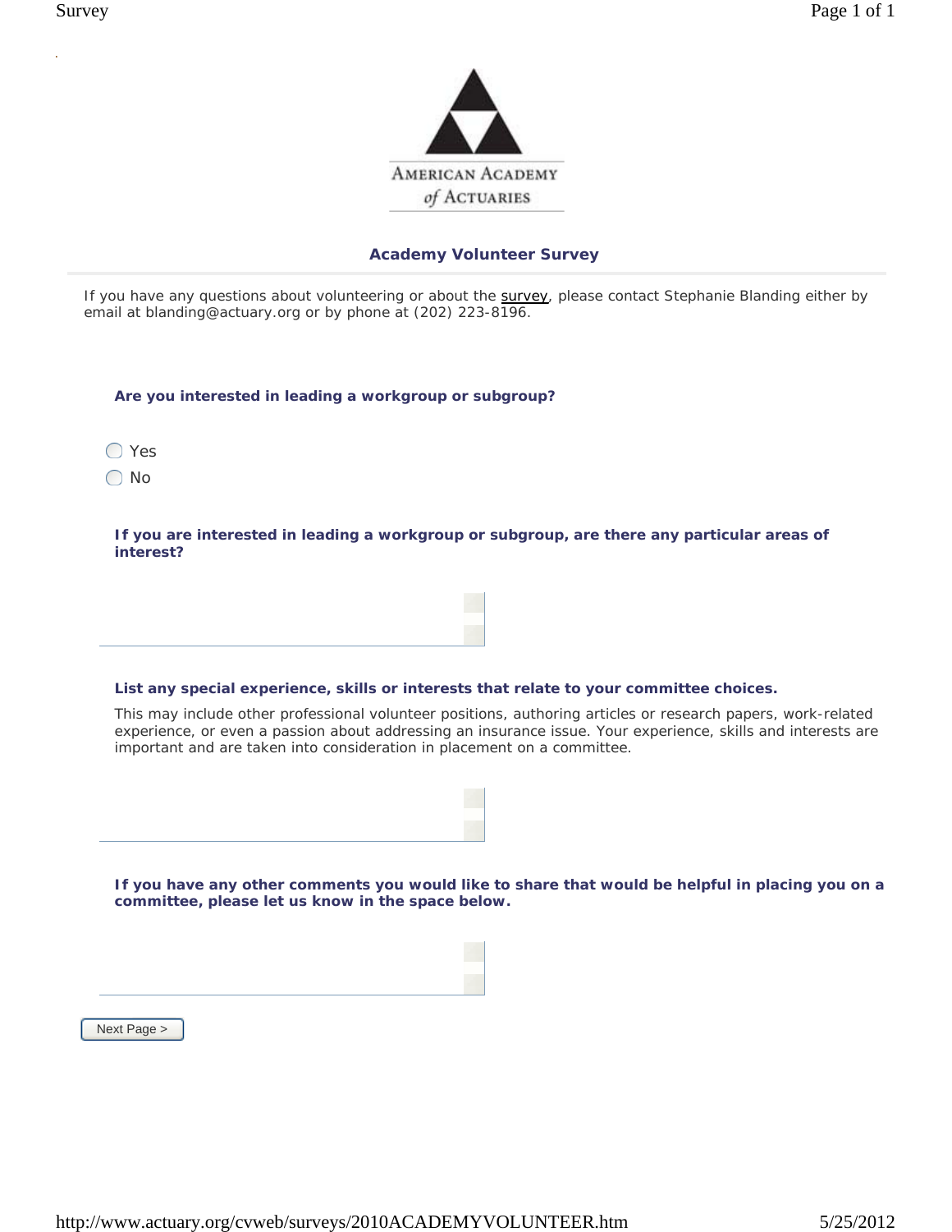AMERICAN ACADEMY
*of* ACTUARIES

## Academy Volunteer Survey

If you have any questions about volunteering or about the survey, please contact Stephanie Blanding either by email at blanding@actuary.org or by phone at (202) 223-8196.

**Are you interested in leading a workgroup or subgroup?**

- Yes
- No

**If you are interested in leading a workgroup or subgroup, are there any particular areas of interest?**

**List any special experience, skills or interests that relate to your committee choices.**

This may include other professional volunteer positions, authoring articles or research papers, work-related experience, or even a passion about addressing an insurance issue. Your experience, skills and interests are important and are taken into consideration in placement on a committee.

**If you have any other comments you would like to share that would be helpful in placing you on a committee, please let us know in the space below.**

Next Page >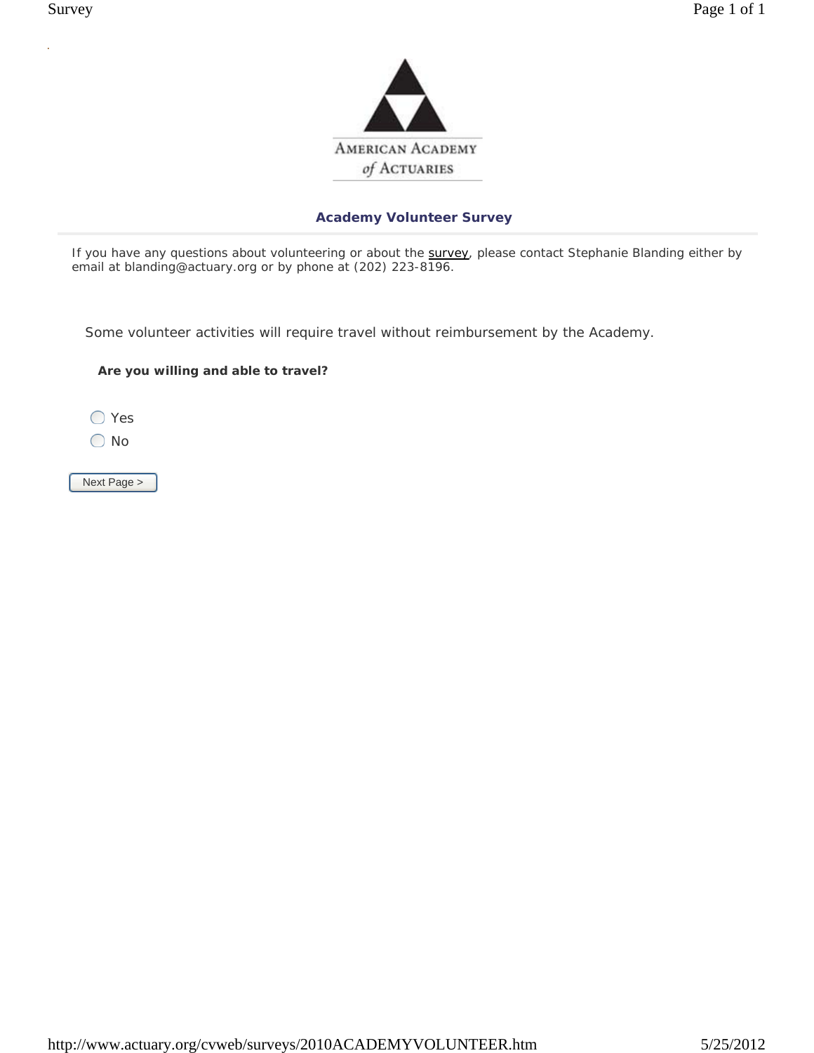AMERICAN ACADEMY *of* ACTUARIES

## Academy Volunteer Survey

If you have any questions about volunteering or about the survey, please contact Stephanie Blanding either by email at blanding@actuary.org or by phone at (202) 223-8196.

Some volunteer activities will require travel without reimbursement by the Academy.

**Are you willing and able to travel?**

- ◯ Yes
- ◯ No

Next Page >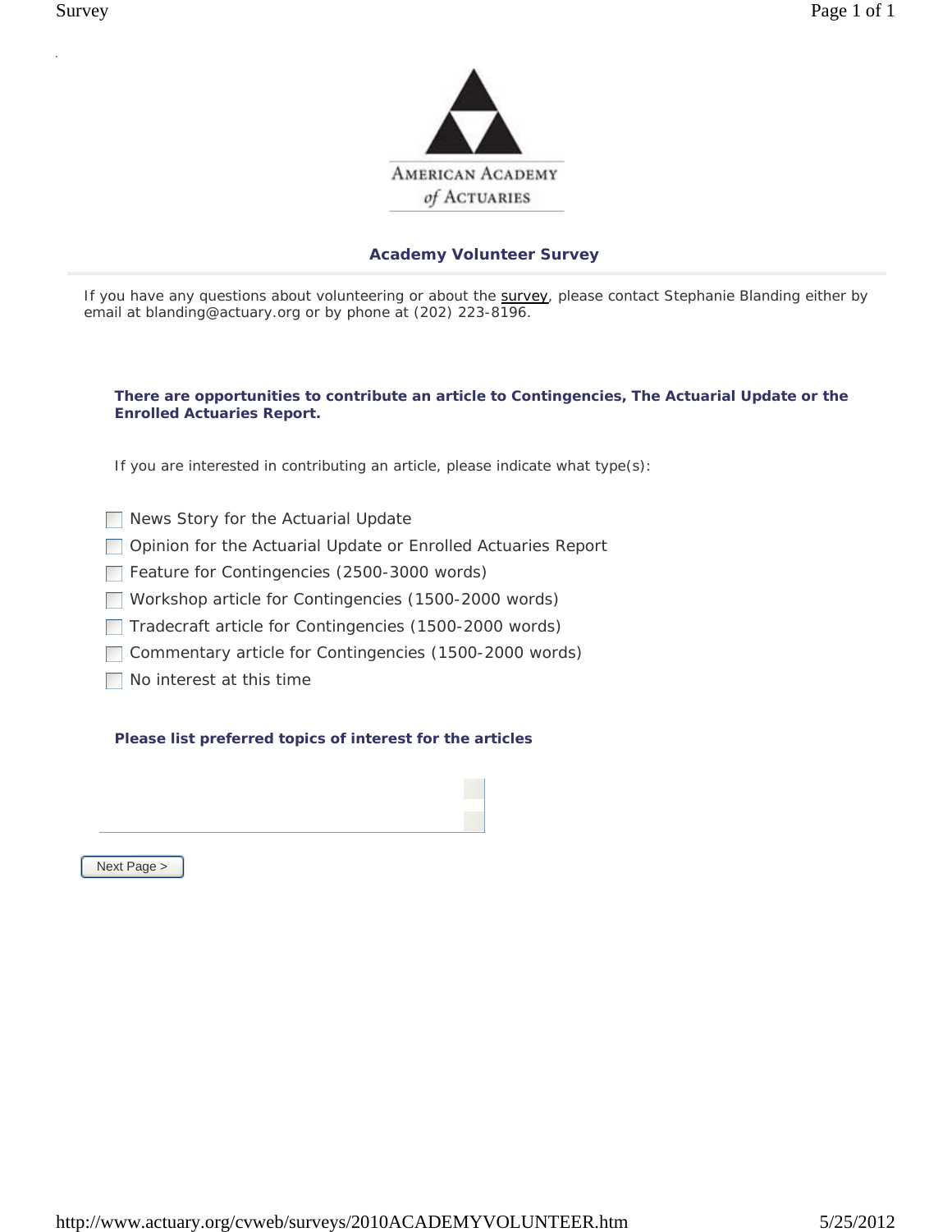AMERICAN ACADEMY of ACTUARIES

## Academy Volunteer Survey

If you have any questions about volunteering or about the survey, please contact Stephanie Blanding either by email at blanding@actuary.org or by phone at (202) 223-8196.

**There are opportunities to contribute an article to Contingencies, The Actuarial Update or the Enrolled Actuaries Report.**

If you are interested in contributing an article, please indicate what type(s):

- ☐ News Story for the Actuarial Update
- ☐ Opinion for the Actuarial Update or Enrolled Actuaries Report
- ☐ Feature for Contingencies (2500-3000 words)
- ☐ Workshop article for Contingencies (1500-2000 words)
- ☐ Tradecraft article for Contingencies (1500-2000 words)
- ☐ Commentary article for Contingencies (1500-2000 words)
- ☐ No interest at this time

**Please list preferred topics of interest for the articles**

Next Page >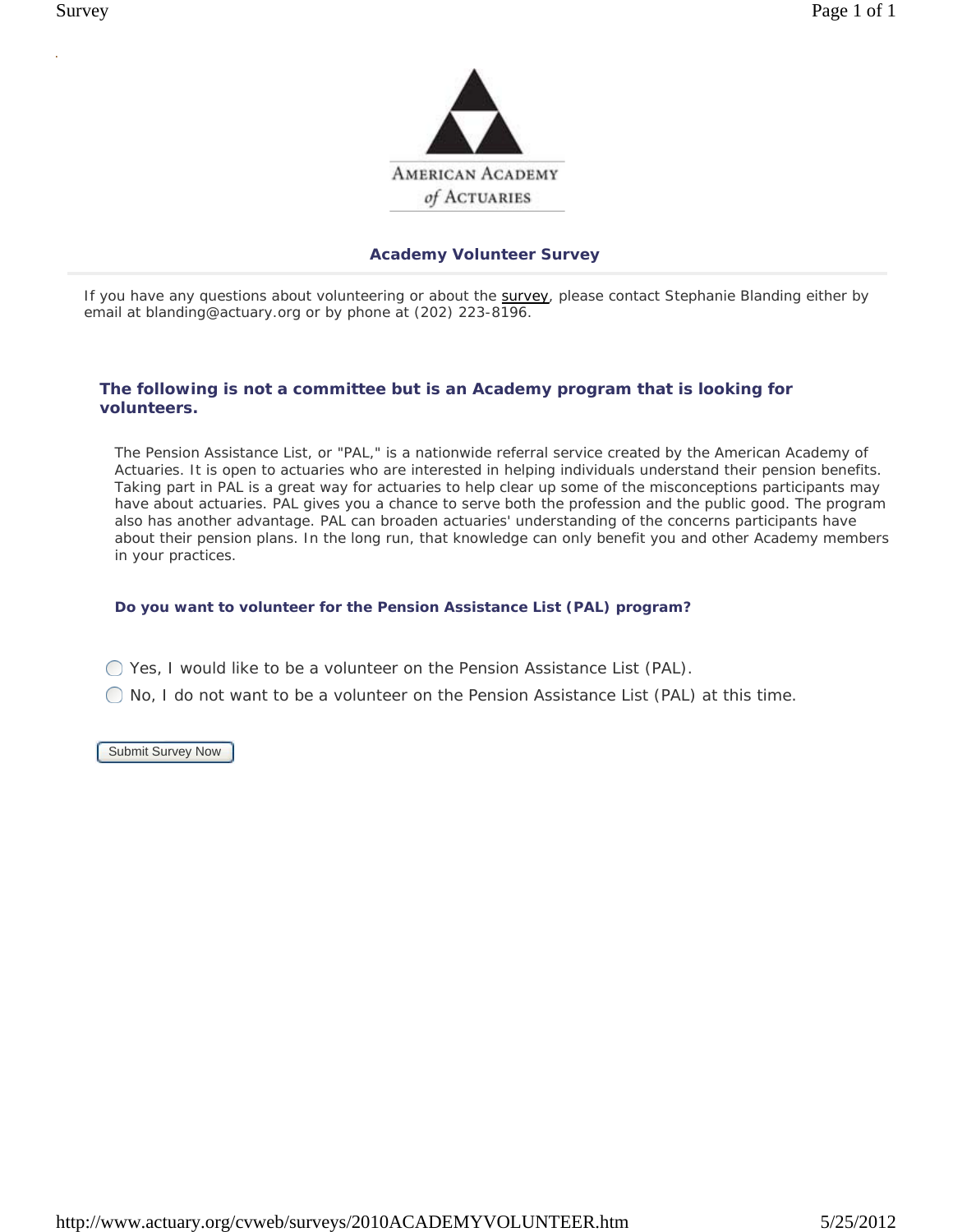AMERICAN ACADEMY *of* ACTUARIES

## Academy Volunteer Survey

If you have any questions about volunteering or about the survey, please contact Stephanie Blanding either by email at blanding@actuary.org or by phone at (202) 223-8196.

### The following is not a committee but is an Academy program that is looking for volunteers.

The Pension Assistance List, or "PAL," is a nationwide referral service created by the American Academy of Actuaries. It is open to actuaries who are interested in helping individuals understand their pension benefits. Taking part in PAL is a great way for actuaries to help clear up some of the misconceptions participants may have about actuaries. PAL gives you a chance to serve both the profession and the public good. The program also has another advantage. PAL can broaden actuaries' understanding of the concerns participants have about their pension plans. In the long run, that knowledge can only benefit you and other Academy members in your practices.

**Do you want to volunteer for the Pension Assistance List (PAL) program?**

- ◯ Yes, I would like to be a volunteer on the Pension Assistance List (PAL).
- ◯ No, I do not want to be a volunteer on the Pension Assistance List (PAL) at this time.

Submit Survey Now